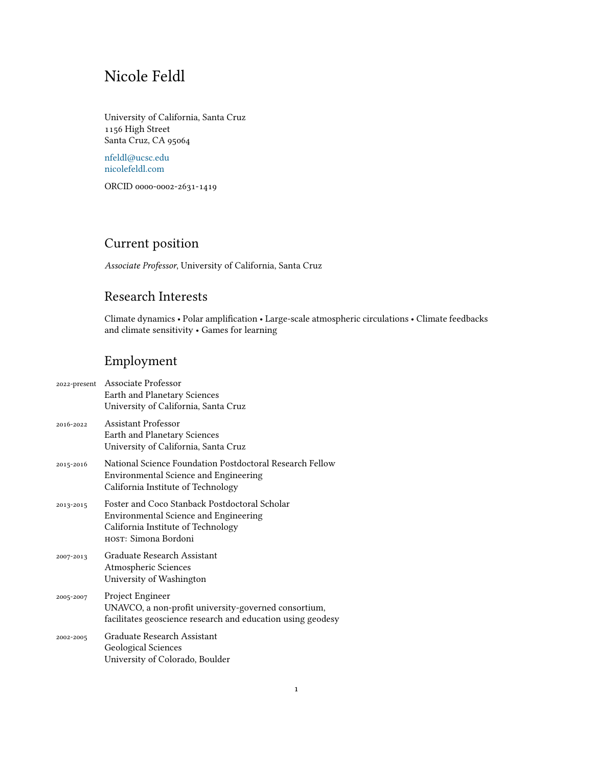# Nicole Feldl

University of California, Santa Cruz
1156 High Street
Santa Cruz, CA 95064

nfeldl@ucsc.edu
nicolefeldl.com

ORCID 0000-0002-2631-1419

## Current position

*Associate Professor*, University of California, Santa Cruz

## Research Interests

Climate dynamics • Polar amplification • Large-scale atmospheric circulations • Climate feedbacks and climate sensitivity • Games for learning

## Employment

2022-present Associate Professor
Earth and Planetary Sciences
University of California, Santa Cruz

2016-2022 Assistant Professor
Earth and Planetary Sciences
University of California, Santa Cruz

2015-2016 National Science Foundation Postdoctoral Research Fellow
Environmental Science and Engineering
California Institute of Technology

2013-2015 Foster and Coco Stanback Postdoctoral Scholar
Environmental Science and Engineering
California Institute of Technology
HOST: Simona Bordoni

2007-2013 Graduate Research Assistant
Atmospheric Sciences
University of Washington

2005-2007 Project Engineer
UNAVCO, a non-profit university-governed consortium,
facilitates geoscience research and education using geodesy

2002-2005 Graduate Research Assistant
Geological Sciences
University of Colorado, Boulder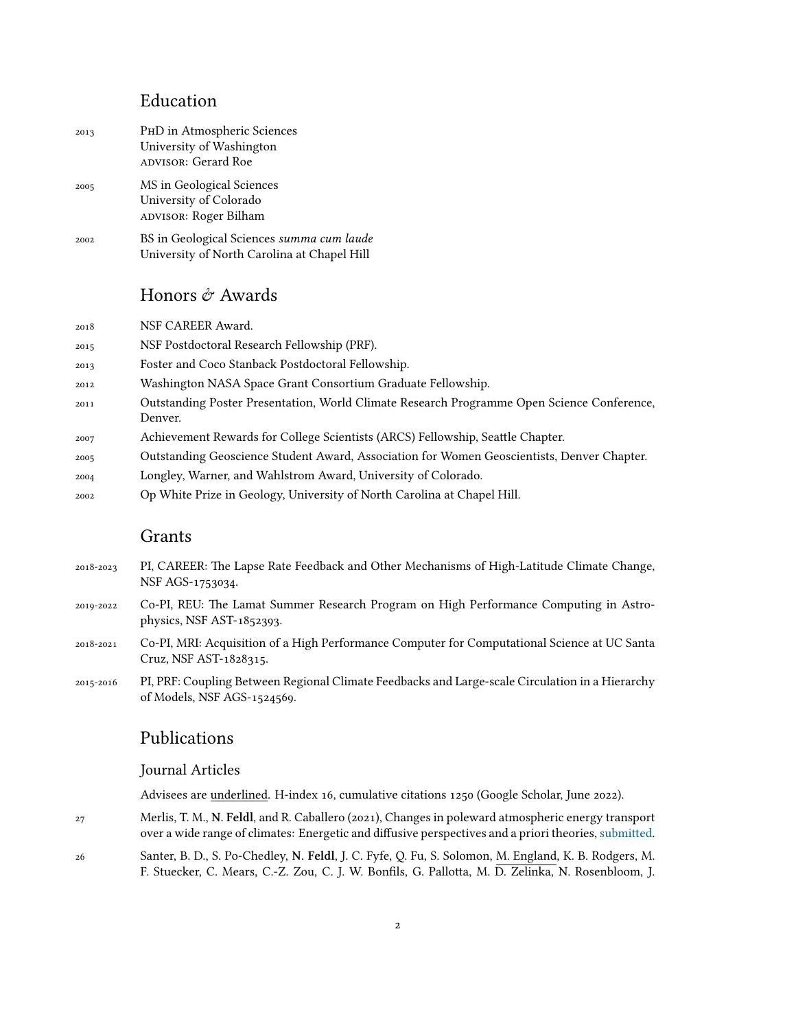## Education

2013 PhD in Atmospheric Sciences
University of Washington
ADVISOR: Gerard Roe

2005 MS in Geological Sciences
University of Colorado
ADVISOR: Roger Bilham

2002 BS in Geological Sciences *summa cum laude*
University of North Carolina at Chapel Hill

## Honors & Awards

2018 NSF CAREER Award.

2015 NSF Postdoctoral Research Fellowship (PRF).

2013 Foster and Coco Stanback Postdoctoral Fellowship.

2012 Washington NASA Space Grant Consortium Graduate Fellowship.

2011 Outstanding Poster Presentation, World Climate Research Programme Open Science Conference, Denver.

2007 Achievement Rewards for College Scientists (ARCS) Fellowship, Seattle Chapter.

2005 Outstanding Geoscience Student Award, Association for Women Geoscientists, Denver Chapter.

2004 Longley, Warner, and Wahlstrom Award, University of Colorado.

2002 Op White Prize in Geology, University of North Carolina at Chapel Hill.

## Grants

2018-2023 PI, CAREER: The Lapse Rate Feedback and Other Mechanisms of High-Latitude Climate Change, NSF AGS-1753034.

2019-2022 Co-PI, REU: The Lamat Summer Research Program on High Performance Computing in Astrophysics, NSF AST-1852393.

2018-2021 Co-PI, MRI: Acquisition of a High Performance Computer for Computational Science at UC Santa Cruz, NSF AST-1828315.

2015-2016 PI, PRF: Coupling Between Regional Climate Feedbacks and Large-scale Circulation in a Hierarchy of Models, NSF AGS-1524569.

## Publications

### Journal Articles

Advisees are <u>underlined</u>. H-index 16, cumulative citations 1250 (Google Scholar, June 2022).

27 Merlis, T. M., **N. Feldl**, and R. Caballero (2021), Changes in poleward atmospheric energy transport over a wide range of climates: Energetic and diffusive perspectives and a priori theories, submitted.

26 Santer, B. D., S. Po-Chedley, **N. Feldl**, J. C. Fyfe, Q. Fu, S. Solomon, <u>M. England</u>, K. B. Rodgers, M. F. Stuecker, C. Mears, C.-Z. Zou, C. J. W. Bonfils, G. Pallotta, M. D. Zelinka, N. Rosenbloom, J.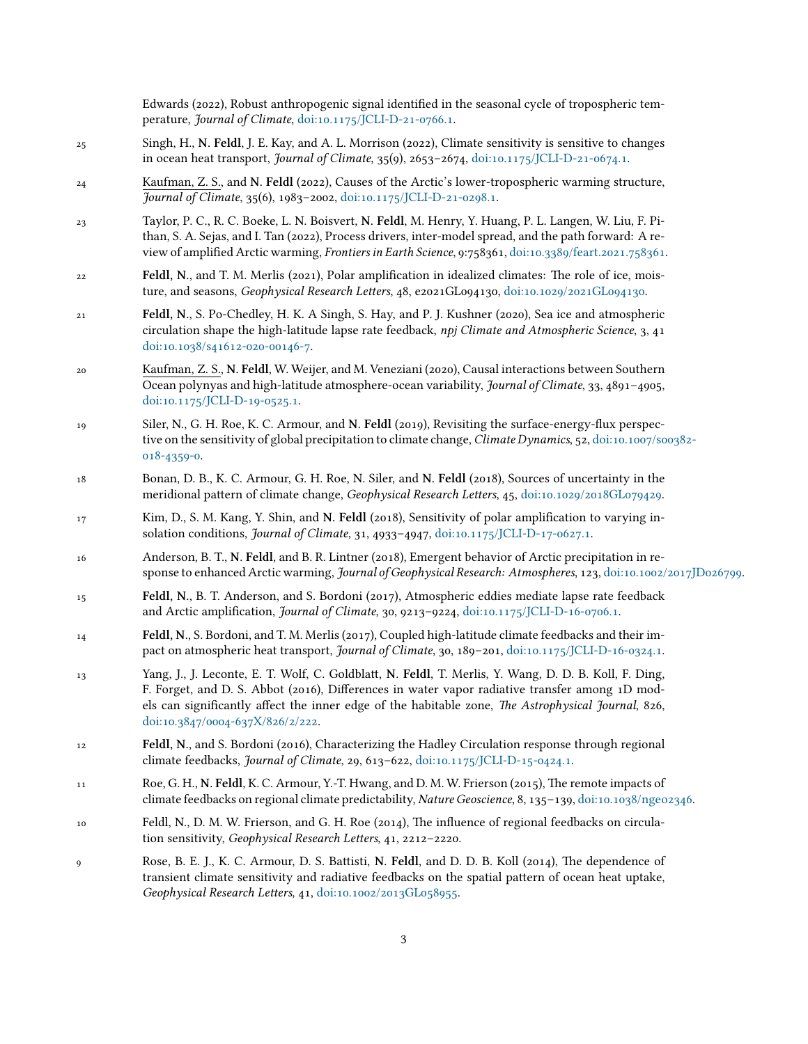Edwards (2022), Robust anthropogenic signal identified in the seasonal cycle of tropospheric temperature, *Journal of Climate*, doi:10.1175/JCLI-D-21-0766.1.

25 Singh, H., **N. Feldl**, J. E. Kay, and A. L. Morrison (2022), Climate sensitivity is sensitive to changes in ocean heat transport, *Journal of Climate*, 35(9), 2653–2674, doi:10.1175/JCLI-D-21-0674.1.

24 Kaufman, Z. S., and **N. Feldl** (2022), Causes of the Arctic's lower-tropospheric warming structure, *Journal of Climate*, 35(6), 1983–2002, doi:10.1175/JCLI-D-21-0298.1.

23 Taylor, P. C., R. C. Boeke, L. N. Boisvert, **N. Feldl**, M. Henry, Y. Huang, P. L. Langen, W. Liu, F. Pithan, S. A. Sejas, and I. Tan (2022), Process drivers, inter-model spread, and the path forward: A review of amplified Arctic warming, *Frontiers in Earth Science*, 9:758361, doi:10.3389/feart.2021.758361.

22 **Feldl, N.**, and T. M. Merlis (2021), Polar amplification in idealized climates: The role of ice, moisture, and seasons, *Geophysical Research Letters*, 48, e2021GL094130, doi:10.1029/2021GL094130.

21 **Feldl, N.**, S. Po-Chedley, H. K. A Singh, S. Hay, and P. J. Kushner (2020), Sea ice and atmospheric circulation shape the high-latitude lapse rate feedback, *npj Climate and Atmospheric Science*, 3, 41 doi:10.1038/s41612-020-00146-7.

20 Kaufman, Z. S., **N. Feldl**, W. Weijer, and M. Veneziani (2020), Causal interactions between Southern Ocean polynyas and high-latitude atmosphere-ocean variability, *Journal of Climate*, 33, 4891–4905, doi:10.1175/JCLI-D-19-0525.1.

19 Siler, N., G. H. Roe, K. C. Armour, and **N. Feldl** (2019), Revisiting the surface-energy-flux perspective on the sensitivity of global precipitation to climate change, *Climate Dynamics*, 52, doi:10.1007/s00382-018-4359-0.

18 Bonan, D. B., K. C. Armour, G. H. Roe, N. Siler, and **N. Feldl** (2018), Sources of uncertainty in the meridional pattern of climate change, *Geophysical Research Letters*, 45, doi:10.1029/2018GL079429.

17 Kim, D., S. M. Kang, Y. Shin, and **N. Feldl** (2018), Sensitivity of polar amplification to varying insolation conditions, *Journal of Climate*, 31, 4933–4947, doi:10.1175/JCLI-D-17-0627.1.

16 Anderson, B. T., **N. Feldl**, and B. R. Lintner (2018), Emergent behavior of Arctic precipitation in response to enhanced Arctic warming, *Journal of Geophysical Research: Atmospheres*, 123, doi:10.1002/2017JD026799.

15 **Feldl, N.**, B. T. Anderson, and S. Bordoni (2017), Atmospheric eddies mediate lapse rate feedback and Arctic amplification, *Journal of Climate*, 30, 9213–9224, doi:10.1175/JCLI-D-16-0706.1.

14 **Feldl, N.**, S. Bordoni, and T. M. Merlis (2017), Coupled high-latitude climate feedbacks and their impact on atmospheric heat transport, *Journal of Climate*, 30, 189–201, doi:10.1175/JCLI-D-16-0324.1.

13 Yang, J., J. Leconte, E. T. Wolf, C. Goldblatt, **N. Feldl**, T. Merlis, Y. Wang, D. D. B. Koll, F. Ding, F. Forget, and D. S. Abbot (2016), Differences in water vapor radiative transfer among 1D models can significantly affect the inner edge of the habitable zone, *The Astrophysical Journal*, 826, doi:10.3847/0004-637X/826/2/222.

12 **Feldl, N.**, and S. Bordoni (2016), Characterizing the Hadley Circulation response through regional climate feedbacks, *Journal of Climate*, 29, 613–622, doi:10.1175/JCLI-D-15-0424.1.

11 Roe, G. H., **N. Feldl**, K. C. Armour, Y.-T. Hwang, and D. M. W. Frierson (2015), The remote impacts of climate feedbacks on regional climate predictability, *Nature Geoscience*, 8, 135–139, doi:10.1038/ngeo2346.

10 Feldl, N., D. M. W. Frierson, and G. H. Roe (2014), The influence of regional feedbacks on circulation sensitivity, *Geophysical Research Letters*, 41, 2212–2220.

9 Rose, B. E. J., K. C. Armour, D. S. Battisti, **N. Feldl**, and D. D. B. Koll (2014), The dependence of transient climate sensitivity and radiative feedbacks on the spatial pattern of ocean heat uptake, *Geophysical Research Letters*, 41, doi:10.1002/2013GL058955.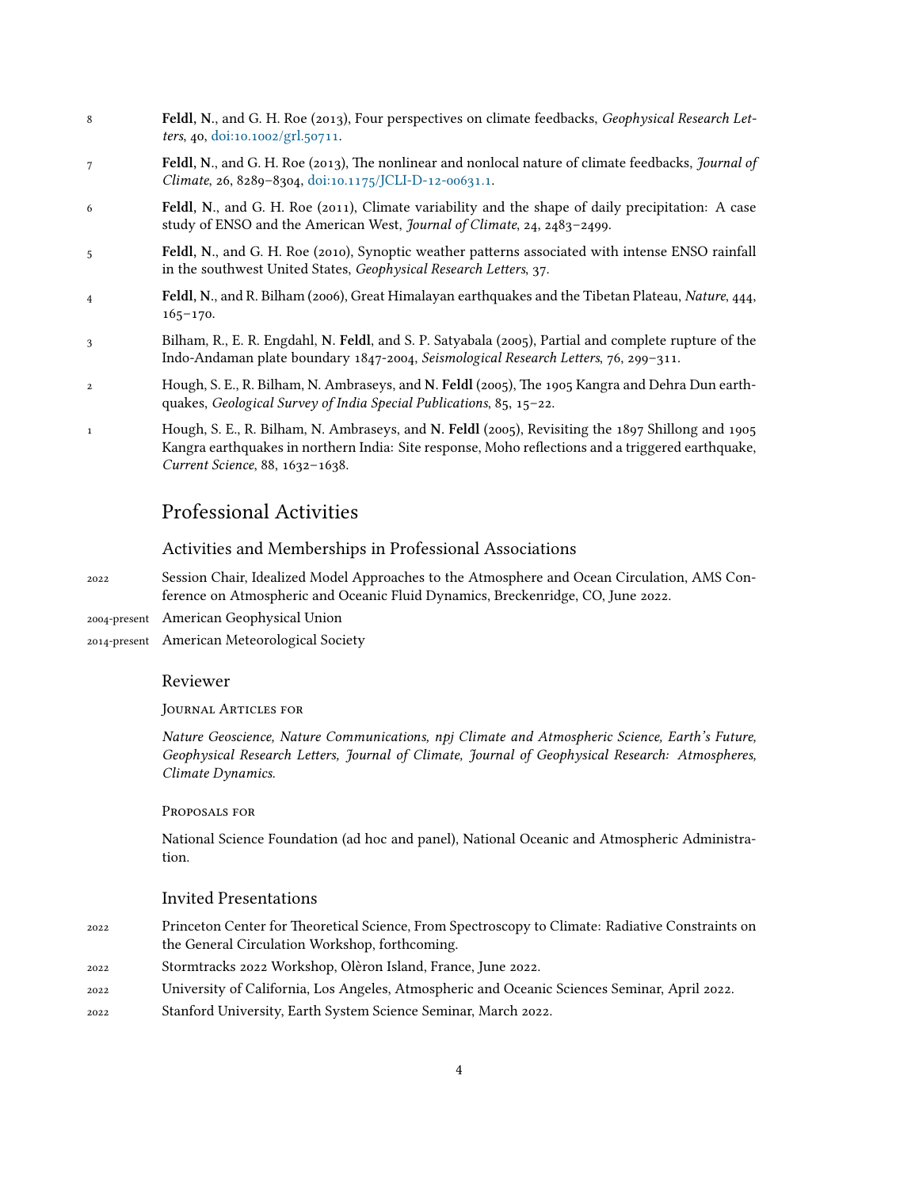8 **Feldl, N.**, and G. H. Roe (2013), Four perspectives on climate feedbacks, *Geophysical Research Letters*, 40, doi:10.1002/grl.50711.

7 **Feldl, N.**, and G. H. Roe (2013), The nonlinear and nonlocal nature of climate feedbacks, *Journal of Climate*, 26, 8289–8304, doi:10.1175/JCLI-D-12-00631.1.

6 **Feldl, N.**, and G. H. Roe (2011), Climate variability and the shape of daily precipitation: A case study of ENSO and the American West, *Journal of Climate*, 24, 2483–2499.

5 **Feldl, N.**, and G. H. Roe (2010), Synoptic weather patterns associated with intense ENSO rainfall in the southwest United States, *Geophysical Research Letters*, 37.

4 **Feldl, N.**, and R. Bilham (2006), Great Himalayan earthquakes and the Tibetan Plateau, *Nature*, 444, 165–170.

3 Bilham, R., E. R. Engdahl, **N. Feldl**, and S. P. Satyabala (2005), Partial and complete rupture of the Indo-Andaman plate boundary 1847-2004, *Seismological Research Letters*, 76, 299–311.

2 Hough, S. E., R. Bilham, N. Ambraseys, and **N. Feldl** (2005), The 1905 Kangra and Dehra Dun earthquakes, *Geological Survey of India Special Publications*, 85, 15–22.

1 Hough, S. E., R. Bilham, N. Ambraseys, and **N. Feldl** (2005), Revisiting the 1897 Shillong and 1905 Kangra earthquakes in northern India: Site response, Moho reflections and a triggered earthquake, *Current Science*, 88, 1632–1638.

## Professional Activities

### Activities and Memberships in Professional Associations

2022 Session Chair, Idealized Model Approaches to the Atmosphere and Ocean Circulation, AMS Conference on Atmospheric and Oceanic Fluid Dynamics, Breckenridge, CO, June 2022.

2004-present American Geophysical Union

2014-present American Meteorological Society

### Reviewer

Journal Articles for

*Nature Geoscience, Nature Communications, npj Climate and Atmospheric Science, Earth's Future, Geophysical Research Letters, Journal of Climate, Journal of Geophysical Research: Atmospheres, Climate Dynamics.*

Proposals for

National Science Foundation (ad hoc and panel), National Oceanic and Atmospheric Administration.

### Invited Presentations

2022 Princeton Center for Theoretical Science, From Spectroscopy to Climate: Radiative Constraints on the General Circulation Workshop, forthcoming.

2022 Stormtracks 2022 Workshop, Olèron Island, France, June 2022.

2022 University of California, Los Angeles, Atmospheric and Oceanic Sciences Seminar, April 2022.

2022 Stanford University, Earth System Science Seminar, March 2022.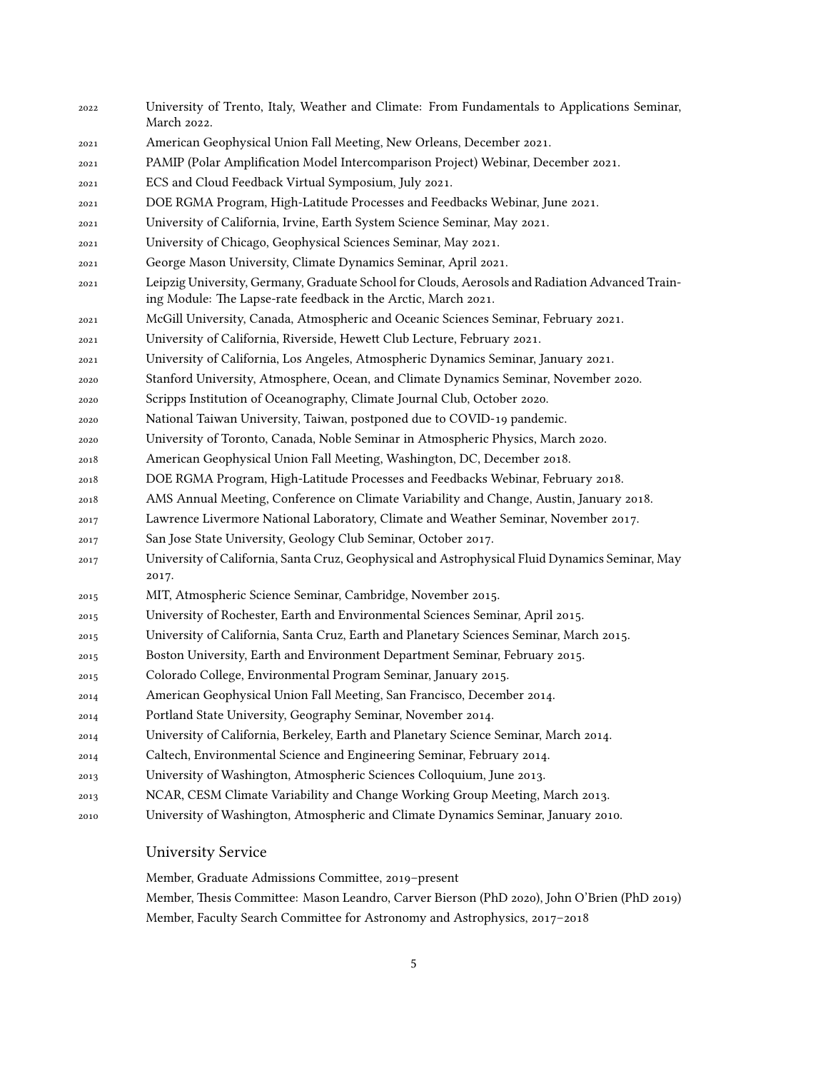2022 University of Trento, Italy, Weather and Climate: From Fundamentals to Applications Seminar, March 2022.

2021 American Geophysical Union Fall Meeting, New Orleans, December 2021.

2021 PAMIP (Polar Amplification Model Intercomparison Project) Webinar, December 2021.

2021 ECS and Cloud Feedback Virtual Symposium, July 2021.

2021 DOE RGMA Program, High-Latitude Processes and Feedbacks Webinar, June 2021.

2021 University of California, Irvine, Earth System Science Seminar, May 2021.

2021 University of Chicago, Geophysical Sciences Seminar, May 2021.

2021 George Mason University, Climate Dynamics Seminar, April 2021.

2021 Leipzig University, Germany, Graduate School for Clouds, Aerosols and Radiation Advanced Training Module: The Lapse-rate feedback in the Arctic, March 2021.

2021 McGill University, Canada, Atmospheric and Oceanic Sciences Seminar, February 2021.

2021 University of California, Riverside, Hewett Club Lecture, February 2021.

2021 University of California, Los Angeles, Atmospheric Dynamics Seminar, January 2021.

2020 Stanford University, Atmosphere, Ocean, and Climate Dynamics Seminar, November 2020.

2020 Scripps Institution of Oceanography, Climate Journal Club, October 2020.

2020 National Taiwan University, Taiwan, postponed due to COVID-19 pandemic.

2020 University of Toronto, Canada, Noble Seminar in Atmospheric Physics, March 2020.

2018 American Geophysical Union Fall Meeting, Washington, DC, December 2018.

2018 DOE RGMA Program, High-Latitude Processes and Feedbacks Webinar, February 2018.

2018 AMS Annual Meeting, Conference on Climate Variability and Change, Austin, January 2018.

2017 Lawrence Livermore National Laboratory, Climate and Weather Seminar, November 2017.

2017 San Jose State University, Geology Club Seminar, October 2017.

2017 University of California, Santa Cruz, Geophysical and Astrophysical Fluid Dynamics Seminar, May 2017.

2015 MIT, Atmospheric Science Seminar, Cambridge, November 2015.

2015 University of Rochester, Earth and Environmental Sciences Seminar, April 2015.

2015 University of California, Santa Cruz, Earth and Planetary Sciences Seminar, March 2015.

2015 Boston University, Earth and Environment Department Seminar, February 2015.

2015 Colorado College, Environmental Program Seminar, January 2015.

2014 American Geophysical Union Fall Meeting, San Francisco, December 2014.

2014 Portland State University, Geography Seminar, November 2014.

2014 University of California, Berkeley, Earth and Planetary Science Seminar, March 2014.

2014 Caltech, Environmental Science and Engineering Seminar, February 2014.

2013 University of Washington, Atmospheric Sciences Colloquium, June 2013.

2013 NCAR, CESM Climate Variability and Change Working Group Meeting, March 2013.

2010 University of Washington, Atmospheric and Climate Dynamics Seminar, January 2010.

## University Service

Member, Graduate Admissions Committee, 2019–present

Member, Thesis Committee: Mason Leandro, Carver Bierson (PhD 2020), John O'Brien (PhD 2019)

Member, Faculty Search Committee for Astronomy and Astrophysics, 2017–2018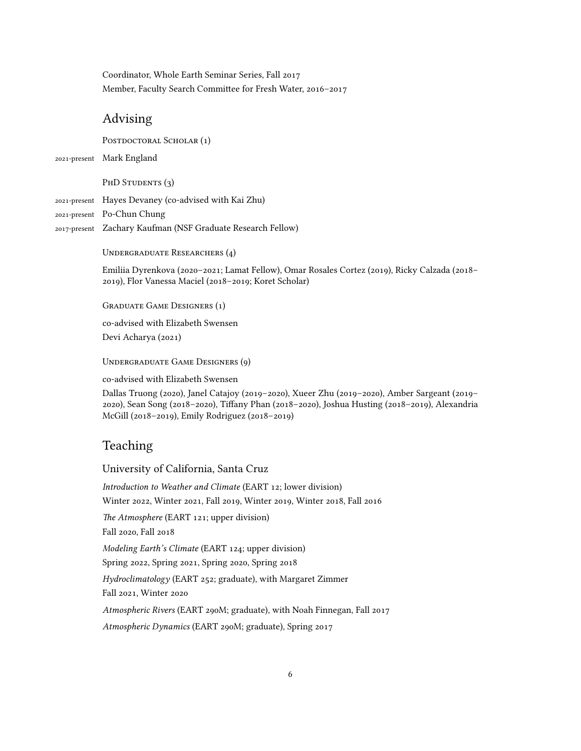Coordinator, Whole Earth Seminar Series, Fall 2017

Member, Faculty Search Committee for Fresh Water, 2016–2017

## Advising

Postdoctoral Scholar (1)

2021-present Mark England

PhD Students (3)

2021-present Hayes Devaney (co-advised with Kai Zhu)

2021-present Po-Chun Chung

2017-present Zachary Kaufman (NSF Graduate Research Fellow)

Undergraduate Researchers (4)

Emiliia Dyrenkova (2020–2021; Lamat Fellow), Omar Rosales Cortez (2019), Ricky Calzada (2018–2019), Flor Vanessa Maciel (2018–2019; Koret Scholar)

Graduate Game Designers (1)

co-advised with Elizabeth Swensen

Devi Acharya (2021)

Undergraduate Game Designers (9)

co-advised with Elizabeth Swensen

Dallas Truong (2020), Janel Catajoy (2019–2020), Xueer Zhu (2019–2020), Amber Sargeant (2019–2020), Sean Song (2018–2020), Tiffany Phan (2018–2020), Joshua Husting (2018–2019), Alexandria McGill (2018–2019), Emily Rodriguez (2018–2019)

## Teaching

### University of California, Santa Cruz

*Introduction to Weather and Climate* (EART 12; lower division)

Winter 2022, Winter 2021, Fall 2019, Winter 2019, Winter 2018, Fall 2016

*The Atmosphere* (EART 121; upper division)

Fall 2020, Fall 2018

*Modeling Earth's Climate* (EART 124; upper division)

Spring 2022, Spring 2021, Spring 2020, Spring 2018

*Hydroclimatology* (EART 252; graduate), with Margaret Zimmer

Fall 2021, Winter 2020

*Atmospheric Rivers* (EART 290M; graduate), with Noah Finnegan, Fall 2017

*Atmospheric Dynamics* (EART 290M; graduate), Spring 2017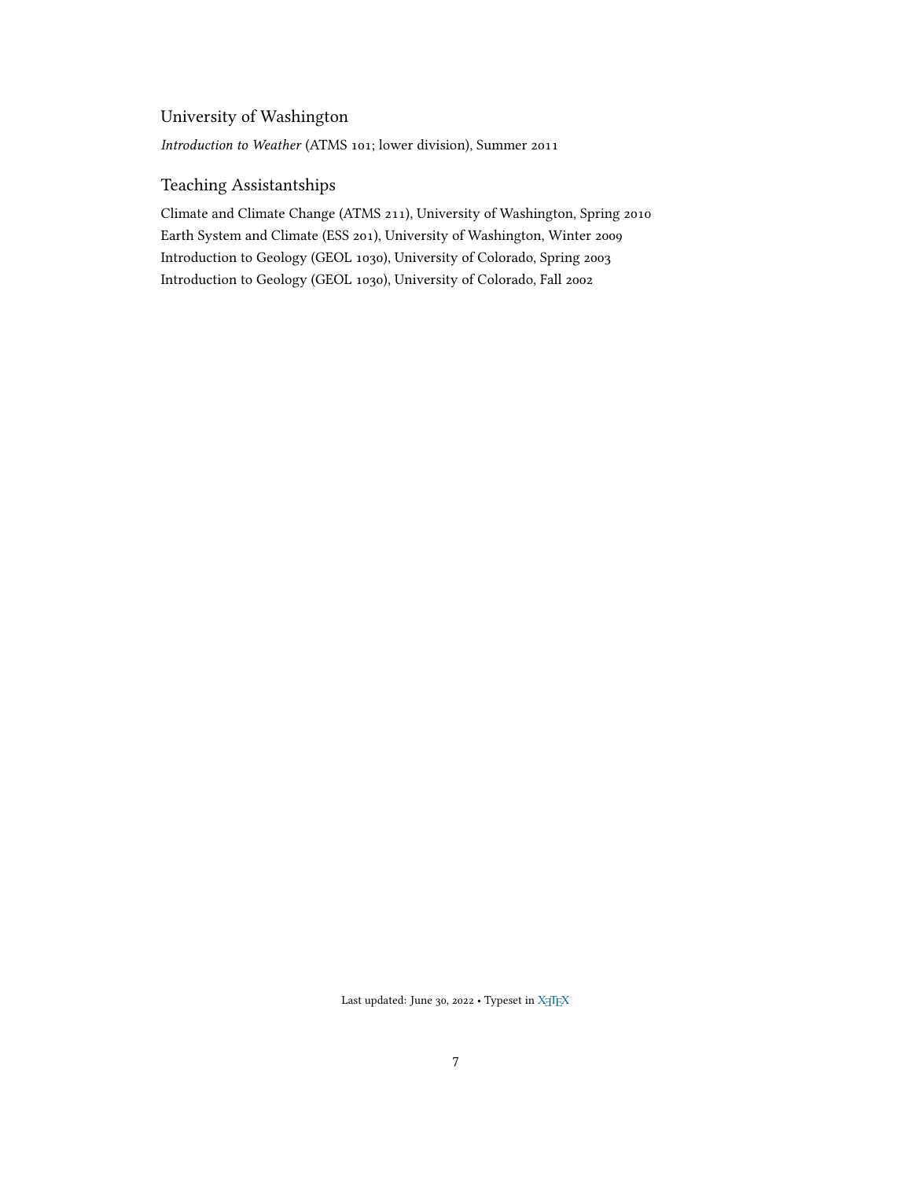### University of Washington

*Introduction to Weather* (ATMS 101; lower division), Summer 2011

### Teaching Assistantships

Climate and Climate Change (ATMS 211), University of Washington, Spring 2010
Earth System and Climate (ESS 201), University of Washington, Winter 2009
Introduction to Geology (GEOL 1030), University of Colorado, Spring 2003
Introduction to Geology (GEOL 1030), University of Colorado, Fall 2002

Last updated: June 30, 2022 • Typeset in XeTeX